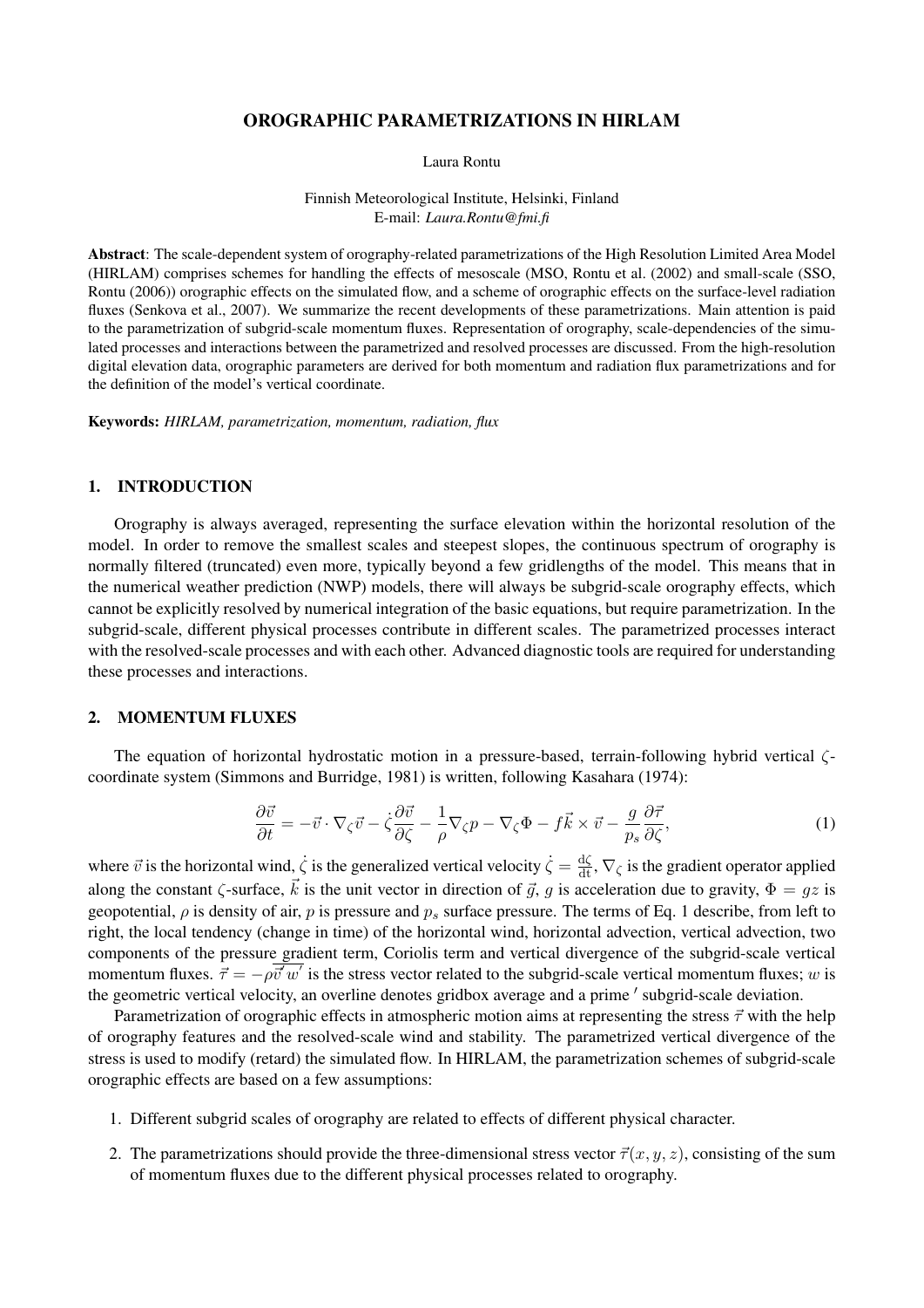# OROGRAPHIC PARAMETRIZATIONS IN HIRLAM

Laura Rontu

Finnish Meteorological Institute, Helsinki, Finland
E-mail: *Laura.Rontu@fmi.fi*

**Abstract**: The scale-dependent system of orography-related parametrizations of the High Resolution Limited Area Model (HIRLAM) comprises schemes for handling the effects of mesoscale (MSO, Rontu et al. (2002) and small-scale (SSO, Rontu (2006)) orographic effects on the simulated flow, and a scheme of orographic effects on the surface-level radiation fluxes (Senkova et al., 2007). We summarize the recent developments of these parametrizations. Main attention is paid to the parametrization of subgrid-scale momentum fluxes. Representation of orography, scale-dependencies of the simulated processes and interactions between the parametrized and resolved processes are discussed. From the high-resolution digital elevation data, orographic parameters are derived for both momentum and radiation flux parametrizations and for the definition of the model's vertical coordinate.

**Keywords:** *HIRLAM, parametrization, momentum, radiation, flux*

## 1. INTRODUCTION

Orography is always averaged, representing the surface elevation within the horizontal resolution of the model. In order to remove the smallest scales and steepest slopes, the continuous spectrum of orography is normally filtered (truncated) even more, typically beyond a few gridlengths of the model. This means that in the numerical weather prediction (NWP) models, there will always be subgrid-scale orography effects, which cannot be explicitly resolved by numerical integration of the basic equations, but require parametrization. In the subgrid-scale, different physical processes contribute in different scales. The parametrized processes interact with the resolved-scale processes and with each other. Advanced diagnostic tools are required for understanding these processes and interactions.

## 2. MOMENTUM FLUXES

The equation of horizontal hydrostatic motion in a pressure-based, terrain-following hybrid vertical $\zeta$-coordinate system (Simmons and Burridge, 1981) is written, following Kasahara (1974):

$$\frac{\partial \vec{v}}{\partial t} = -\vec{v} \cdot \nabla_\zeta \vec{v} - \dot{\zeta}\frac{\partial \vec{v}}{\partial \zeta} - \frac{1}{\rho}\nabla_\zeta p - \nabla_\zeta \Phi - f\vec{k} \times \vec{v} - \frac{g}{p_s}\frac{\partial \vec{\tau}}{\partial \zeta}, \tag{1}$$

where $\vec{v}$ is the horizontal wind, $\dot{\zeta}$ is the generalized vertical velocity $\dot{\zeta} = \frac{d\zeta}{dt}$, $\nabla_\zeta$ is the gradient operator applied along the constant $\zeta$-surface, $\vec{k}$ is the unit vector in direction of $\vec{g}$, $g$ is acceleration due to gravity, $\Phi = gz$ is geopotential, $\rho$ is density of air, $p$ is pressure and $p_s$ surface pressure. The terms of Eq. 1 describe, from left to right, the local tendency (change in time) of the horizontal wind, horizontal advection, vertical advection, two components of the pressure gradient term, Coriolis term and vertical divergence of the subgrid-scale vertical momentum fluxes. $\vec{\tau} = -\rho\overline{\vec{v}' w'}$ is the stress vector related to the subgrid-scale vertical momentum fluxes; $w$ is the geometric vertical velocity, an overline denotes gridbox average and a prime $'$ subgrid-scale deviation.

Parametrization of orographic effects in atmospheric motion aims at representing the stress $\vec{\tau}$ with the help of orography features and the resolved-scale wind and stability. The parametrized vertical divergence of the stress is used to modify (retard) the simulated flow. In HIRLAM, the parametrization schemes of subgrid-scale orographic effects are based on a few assumptions:

1. Different subgrid scales of orography are related to effects of different physical character.
2. The parametrizations should provide the three-dimensional stress vector $\vec{\tau}(x, y, z)$, consisting of the sum of momentum fluxes due to the different physical processes related to orography.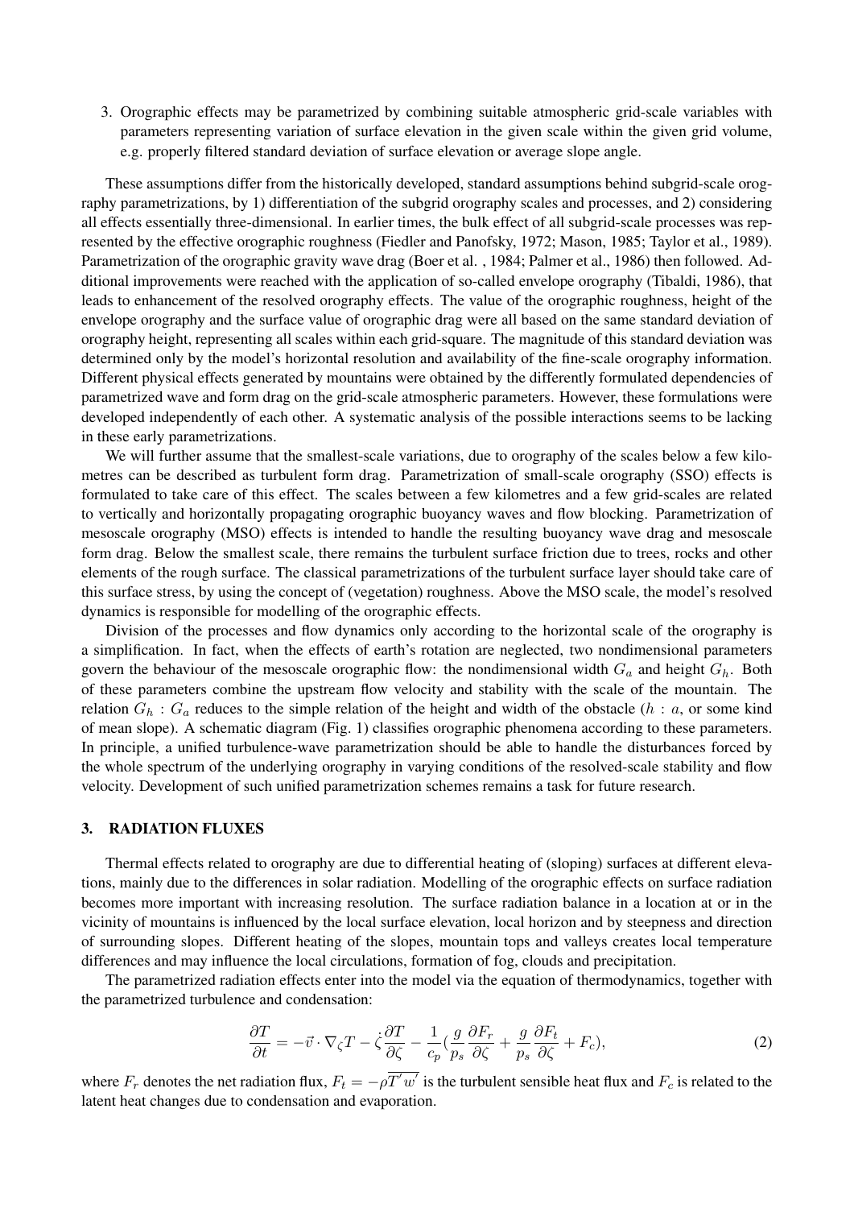3. Orographic effects may be parametrized by combining suitable atmospheric grid-scale variables with parameters representing variation of surface elevation in the given scale within the given grid volume, e.g. properly filtered standard deviation of surface elevation or average slope angle.

These assumptions differ from the historically developed, standard assumptions behind subgrid-scale orography parametrizations, by 1) differentiation of the subgrid orography scales and processes, and 2) considering all effects essentially three-dimensional. In earlier times, the bulk effect of all subgrid-scale processes was represented by the effective orographic roughness (Fiedler and Panofsky, 1972; Mason, 1985; Taylor et al., 1989). Parametrization of the orographic gravity wave drag (Boer et al. , 1984; Palmer et al., 1986) then followed. Additional improvements were reached with the application of so-called envelope orography (Tibaldi, 1986), that leads to enhancement of the resolved orography effects. The value of the orographic roughness, height of the envelope orography and the surface value of orographic drag were all based on the same standard deviation of orography height, representing all scales within each grid-square. The magnitude of this standard deviation was determined only by the model's horizontal resolution and availability of the fine-scale orography information. Different physical effects generated by mountains were obtained by the differently formulated dependencies of parametrized wave and form drag on the grid-scale atmospheric parameters. However, these formulations were developed independently of each other. A systematic analysis of the possible interactions seems to be lacking in these early parametrizations.

We will further assume that the smallest-scale variations, due to orography of the scales below a few kilometres can be described as turbulent form drag. Parametrization of small-scale orography (SSO) effects is formulated to take care of this effect. The scales between a few kilometres and a few grid-scales are related to vertically and horizontally propagating orographic buoyancy waves and flow blocking. Parametrization of mesoscale orography (MSO) effects is intended to handle the resulting buoyancy wave drag and mesoscale form drag. Below the smallest scale, there remains the turbulent surface friction due to trees, rocks and other elements of the rough surface. The classical parametrizations of the turbulent surface layer should take care of this surface stress, by using the concept of (vegetation) roughness. Above the MSO scale, the model's resolved dynamics is responsible for modelling of the orographic effects.

Division of the processes and flow dynamics only according to the horizontal scale of the orography is a simplification. In fact, when the effects of earth's rotation are neglected, two nondimensional parameters govern the behaviour of the mesoscale orographic flow: the nondimensional width $G_a$ and height $G_h$. Both of these parameters combine the upstream flow velocity and stability with the scale of the mountain. The relation $G_h : G_a$ reduces to the simple relation of the height and width of the obstacle ($h : a$, or some kind of mean slope). A schematic diagram (Fig. 1) classifies orographic phenomena according to these parameters. In principle, a unified turbulence-wave parametrization should be able to handle the disturbances forced by the whole spectrum of the underlying orography in varying conditions of the resolved-scale stability and flow velocity. Development of such unified parametrization schemes remains a task for future research.

## 3. RADIATION FLUXES

Thermal effects related to orography are due to differential heating of (sloping) surfaces at different elevations, mainly due to the differences in solar radiation. Modelling of the orographic effects on surface radiation becomes more important with increasing resolution. The surface radiation balance in a location at or in the vicinity of mountains is influenced by the local surface elevation, local horizon and by steepness and direction of surrounding slopes. Different heating of the slopes, mountain tops and valleys creates local temperature differences and may influence the local circulations, formation of fog, clouds and precipitation.

The parametrized radiation effects enter into the model via the equation of thermodynamics, together with the parametrized turbulence and condensation:

$$\frac{\partial T}{\partial t} = -\vec{v} \cdot \nabla_\zeta T - \dot{\zeta}\frac{\partial T}{\partial \zeta} - \frac{1}{c_p}\left(\frac{g}{p_s}\frac{\partial F_r}{\partial \zeta} + \frac{g}{p_s}\frac{\partial F_t}{\partial \zeta} + F_c\right), \tag{2}$$

where $F_r$ denotes the net radiation flux, $F_t = -\rho\overline{T'w'}$ is the turbulent sensible heat flux and $F_c$ is related to the latent heat changes due to condensation and evaporation.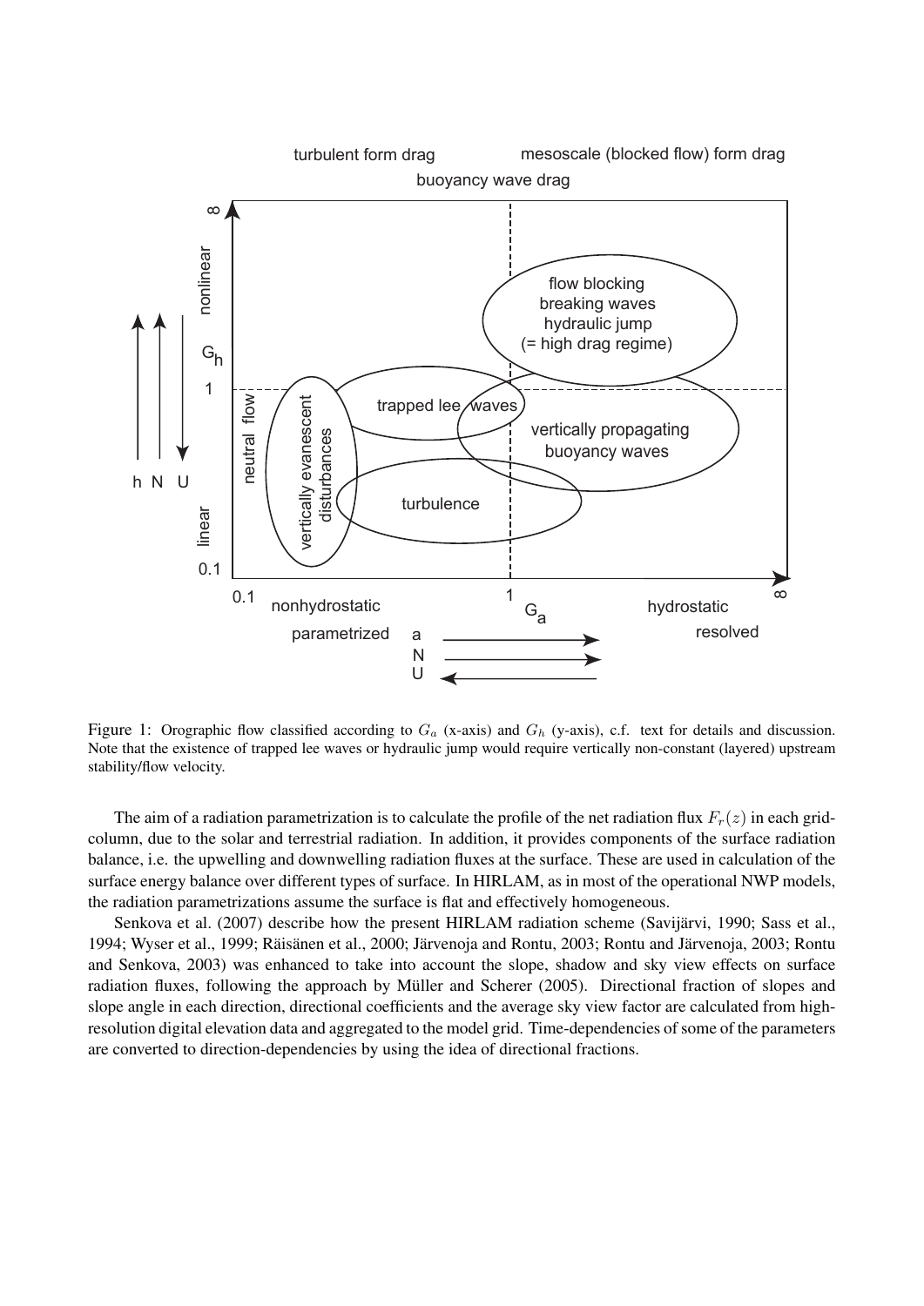turbulent form drag

mesoscale (blocked flow) form drag

buoyancy wave drag

∞

nonlinear

$G_h$

1

neutral flow

linear

0.1

h N U

flow blocking
breaking waves
hydraulic jump
(= high drag regime)

trapped lee waves

vertically propagating buoyancy waves

vertically evanescent disturbances

turbulence

0.1

nonhydrostatic

1

$G_a$

hydrostatic

∞

parametrized

a
N
U

resolved

Figure 1: Orographic flow classified according to $G_a$ (x-axis) and $G_h$ (y-axis), c.f. text for details and discussion. Note that the existence of trapped lee waves or hydraulic jump would require vertically non-constant (layered) upstream stability/flow velocity.

The aim of a radiation parametrization is to calculate the profile of the net radiation flux $F_r(z)$ in each grid-column, due to the solar and terrestrial radiation. In addition, it provides components of the surface radiation balance, i.e. the upwelling and downwelling radiation fluxes at the surface. These are used in calculation of the surface energy balance over different types of surface. In HIRLAM, as in most of the operational NWP models, the radiation parametrizations assume the surface is flat and effectively homogeneous.

Senkova et al. (2007) describe how the present HIRLAM radiation scheme (Savijärvi, 1990; Sass et al., 1994; Wyser et al., 1999; Räisänen et al., 2000; Järvenoja and Rontu, 2003; Rontu and Järvenoja, 2003; Rontu and Senkova, 2003) was enhanced to take into account the slope, shadow and sky view effects on surface radiation fluxes, following the approach by Müller and Scherer (2005). Directional fraction of slopes and slope angle in each direction, directional coefficients and the average sky view factor are calculated from high-resolution digital elevation data and aggregated to the model grid. Time-dependencies of some of the parameters are converted to direction-dependencies by using the idea of directional fractions.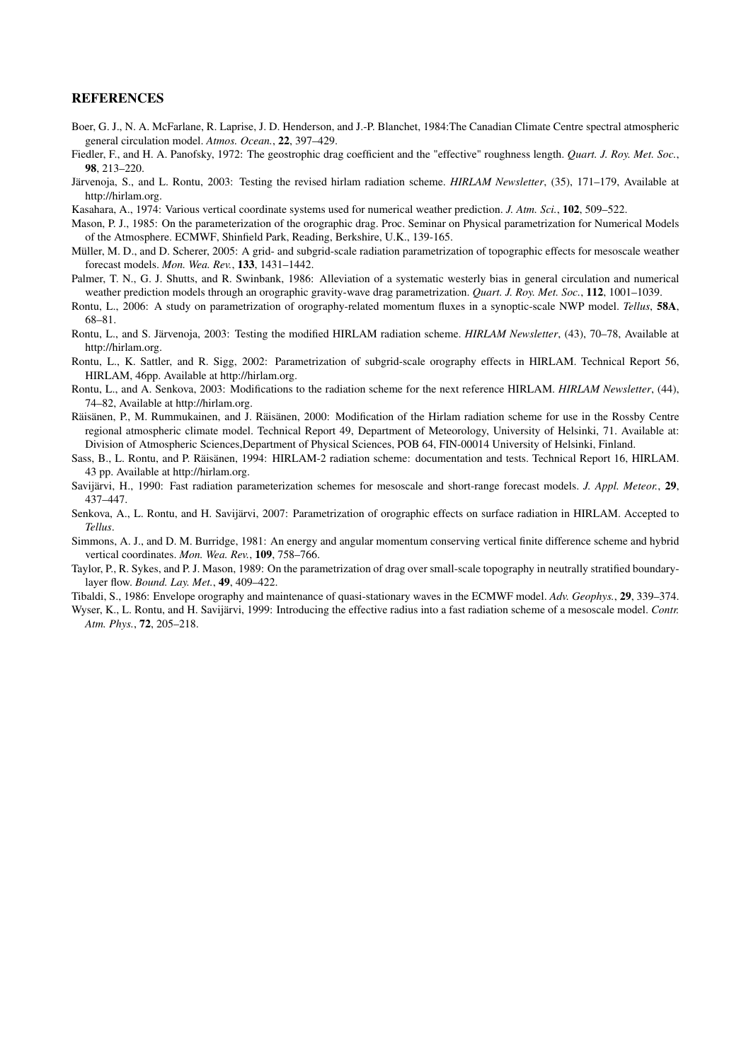## REFERENCES

Boer, G. J., N. A. McFarlane, R. Laprise, J. D. Henderson, and J.-P. Blanchet, 1984:The Canadian Climate Centre spectral atmospheric general circulation model. *Atmos. Ocean.*, **22**, 397–429.

Fiedler, F., and H. A. Panofsky, 1972: The geostrophic drag coefficient and the "effective" roughness length. *Quart. J. Roy. Met. Soc.*, **98**, 213–220.

Järvenoja, S., and L. Rontu, 2003: Testing the revised hirlam radiation scheme. *HIRLAM Newsletter*, (35), 171–179, Available at http://hirlam.org.

Kasahara, A., 1974: Various vertical coordinate systems used for numerical weather prediction. *J. Atm. Sci.*, **102**, 509–522.

Mason, P. J., 1985: On the parameterization of the orographic drag. Proc. Seminar on Physical parametrization for Numerical Models of the Atmosphere. ECMWF, Shinfield Park, Reading, Berkshire, U.K., 139-165.

Müller, M. D., and D. Scherer, 2005: A grid- and subgrid-scale radiation parametrization of topographic effects for mesoscale weather forecast models. *Mon. Wea. Rev.*, **133**, 1431–1442.

Palmer, T. N., G. J. Shutts, and R. Swinbank, 1986: Alleviation of a systematic westerly bias in general circulation and numerical weather prediction models through an orographic gravity-wave drag parametrization. *Quart. J. Roy. Met. Soc.*, **112**, 1001–1039.

Rontu, L., 2006: A study on parametrization of orography-related momentum fluxes in a synoptic-scale NWP model. *Tellus*, **58A**, 68–81.

Rontu, L., and S. Järvenoja, 2003: Testing the modified HIRLAM radiation scheme. *HIRLAM Newsletter*, (43), 70–78, Available at http://hirlam.org.

Rontu, L., K. Sattler, and R. Sigg, 2002: Parametrization of subgrid-scale orography effects in HIRLAM. Technical Report 56, HIRLAM, 46pp. Available at http://hirlam.org.

Rontu, L., and A. Senkova, 2003: Modifications to the radiation scheme for the next reference HIRLAM. *HIRLAM Newsletter*, (44), 74–82, Available at http://hirlam.org.

Räisänen, P., M. Rummukainen, and J. Räisänen, 2000: Modification of the Hirlam radiation scheme for use in the Rossby Centre regional atmospheric climate model. Technical Report 49, Department of Meteorology, University of Helsinki, 71. Available at: Division of Atmospheric Sciences,Department of Physical Sciences, POB 64, FIN-00014 University of Helsinki, Finland.

Sass, B., L. Rontu, and P. Räisänen, 1994: HIRLAM-2 radiation scheme: documentation and tests. Technical Report 16, HIRLAM. 43 pp. Available at http://hirlam.org.

Savijärvi, H., 1990: Fast radiation parameterization schemes for mesoscale and short-range forecast models. *J. Appl. Meteor.*, **29**, 437–447.

Senkova, A., L. Rontu, and H. Savijärvi, 2007: Parametrization of orographic effects on surface radiation in HIRLAM. Accepted to *Tellus*.

Simmons, A. J., and D. M. Burridge, 1981: An energy and angular momentum conserving vertical finite difference scheme and hybrid vertical coordinates. *Mon. Wea. Rev.*, **109**, 758–766.

Taylor, P., R. Sykes, and P. J. Mason, 1989: On the parametrization of drag over small-scale topography in neutrally stratified boundary-layer flow. *Bound. Lay. Met.*, **49**, 409–422.

Tibaldi, S., 1986: Envelope orography and maintenance of quasi-stationary waves in the ECMWF model. *Adv. Geophys.*, **29**, 339–374.

Wyser, K., L. Rontu, and H. Savijärvi, 1999: Introducing the effective radius into a fast radiation scheme of a mesoscale model. *Contr. Atm. Phys.*, **72**, 205–218.